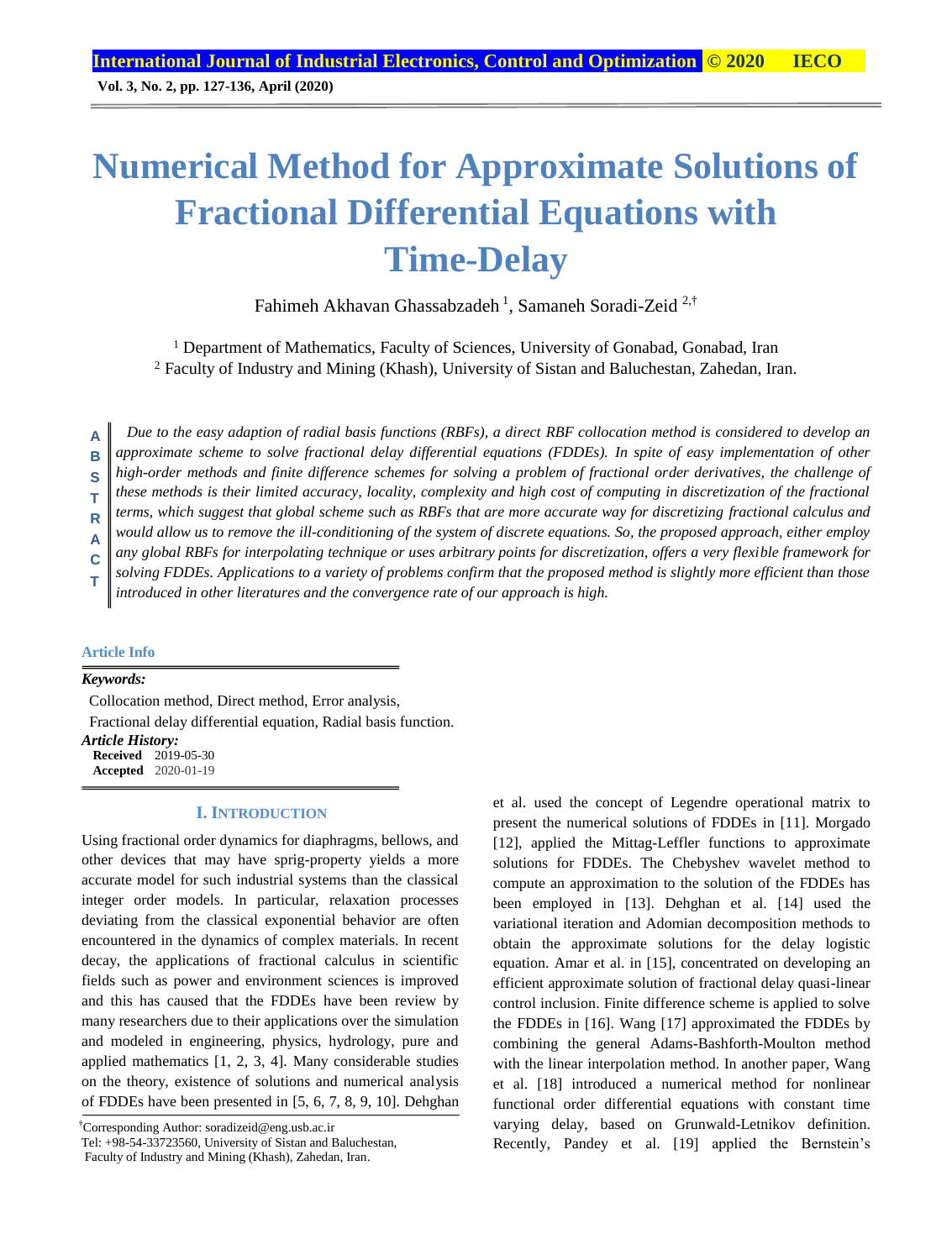# Numerical Method for Approximate Solutions of Fractional Differential Equations with Time-Delay

Fahimeh Akhavan Ghassabzadeh [1], Samaneh Soradi-Zeid [2,†]

[1] Department of Mathematics, Faculty of Sciences, University of Gonabad, Gonabad, Iran
[2] Faculty of Industry and Mining (Khash), University of Sistan and Baluchestan, Zahedan, Iran.

**ABSTRACT**

*Due to the easy adaption of radial basis functions (RBFs), a direct RBF collocation method is considered to develop an approximate scheme to solve fractional delay differential equations (FDDEs). In spite of easy implementation of other high-order methods and finite difference schemes for solving a problem of fractional order derivatives, the challenge of these methods is their limited accuracy, locality, complexity and high cost of computing in discretization of the fractional terms, which suggest that global scheme such as RBFs that are more accurate way for discretizing fractional calculus and would allow us to remove the ill-conditioning of the system of discrete equations. So, the proposed approach, either employ any global RBFs for interpolating technique or uses arbitrary points for discretization, offers a very flexible framework for solving FDDEs. Applications to a variety of problems confirm that the proposed method is slightly more efficient than those introduced in other literatures and the convergence rate of our approach is high.*

**Article Info**

***Keywords:***

Collocation method, Direct method, Error analysis, Fractional delay differential equation, Radial basis function.

***Article History:***

**Received** 2019-05-30
**Accepted** 2020-01-19

## I. INTRODUCTION

Using fractional order dynamics for diaphragms, bellows, and other devices that may have sprig-property yields a more accurate model for such industrial systems than the classical integer order models. In particular, relaxation processes deviating from the classical exponential behavior are often encountered in the dynamics of complex materials. In recent decay, the applications of fractional calculus in scientific fields such as power and environment sciences is improved and this has caused that the FDDEs have been review by many researchers due to their applications over the simulation and modeled in engineering, physics, hydrology, pure and applied mathematics [1, 2, 3, 4]. Many considerable studies on the theory, existence of solutions and numerical analysis of FDDEs have been presented in [5, 6, 7, 8, 9, 10]. Dehghan et al. used the concept of Legendre operational matrix to present the numerical solutions of FDDEs in [11]. Morgado [12], applied the Mittag-Leffler functions to approximate solutions for FDDEs. The Chebyshev wavelet method to compute an approximation to the solution of the FDDEs has been employed in [13]. Dehghan et al. [14] used the variational iteration and Adomian decomposition methods to obtain the approximate solutions for the delay logistic equation. Amar et al. in [15], concentrated on developing an efficient approximate solution of fractional delay quasi-linear control inclusion. Finite difference scheme is applied to solve the FDDEs in [16]. Wang [17] approximated the FDDEs by combining the general Adams-Bashforth-Moulton method with the linear interpolation method. In another paper, Wang et al. [18] introduced a numerical method for nonlinear functional order differential equations with constant time varying delay, based on Grunwald-Letnikov definition. Recently, Pandey et al. [19] applied the Bernstein's

†Corresponding Author: soradizeid@eng.usb.ac.ir
Tel: +98-54-33723560, University of Sistan and Baluchestan, Faculty of Industry and Mining (Khash), Zahedan, Iran.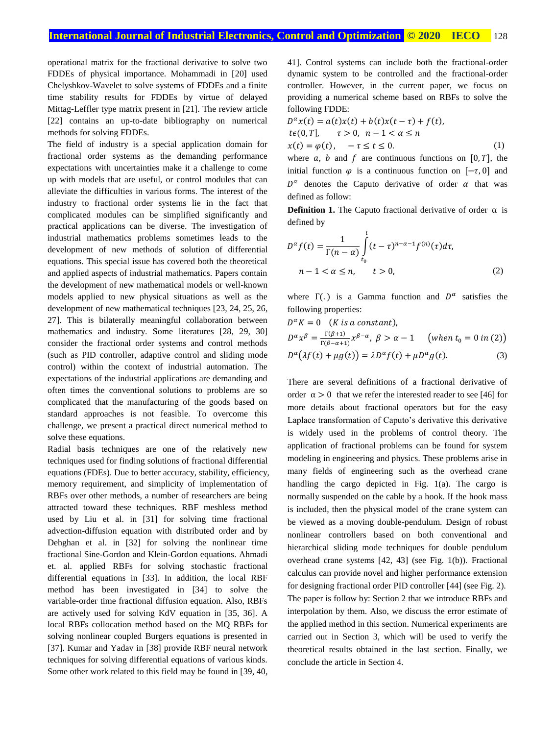operational matrix for the fractional derivative to solve two FDDEs of physical importance. Mohammadi in [20] used Chelyshkov-Wavelet to solve systems of FDDEs and a finite time stability results for FDDEs by virtue of delayed Mittag-Leffler type matrix present in [21]. The review article [22] contains an up-to-date bibliography on numerical methods for solving FDDEs.

The field of industry is a special application domain for fractional order systems as the demanding performance expectations with uncertainties make it a challenge to come up with models that are useful, or control modules that can alleviate the difficulties in various forms. The interest of the industry to fractional order systems lie in the fact that complicated modules can be simplified significantly and practical applications can be diverse. The investigation of industrial mathematics problems sometimes leads to the development of new methods of solution of differential equations. This special issue has covered both the theoretical and applied aspects of industrial mathematics. Papers contain the development of new mathematical models or well-known models applied to new physical situations as well as the development of new mathematical techniques [23, 24, 25, 26, 27]. This is bilaterally meaningful collaboration between mathematics and industry. Some literatures [28, 29, 30] consider the fractional order systems and control methods (such as PID controller, adaptive control and sliding mode control) within the context of industrial automation. The expectations of the industrial applications are demanding and often times the conventional solutions to problems are so complicated that the manufacturing of the goods based on standard approaches is not feasible. To overcome this challenge, we present a practical direct numerical method to solve these equations.

Radial basis techniques are one of the relatively new techniques used for finding solutions of fractional differential equations (FDEs). Due to better accuracy, stability, efficiency, memory requirement, and simplicity of implementation of RBFs over other methods, a number of researchers are being attracted toward these techniques. RBF meshless method used by Liu et al. in [31] for solving time fractional advection-diffusion equation with distributed order and by Dehghan et al. in [32] for solving the nonlinear time fractional Sine-Gordon and Klein-Gordon equations. Ahmadi et. al. applied RBFs for solving stochastic fractional differential equations in [33]. In addition, the local RBF method has been investigated in [34] to solve the variable-order time fractional diffusion equation. Also, RBFs are actively used for solving KdV equation in [35, 36]. A local RBFs collocation method based on the MQ RBFs for solving nonlinear coupled Burgers equations is presented in [37]. Kumar and Yadav in [38] provide RBF neural network techniques for solving differential equations of various kinds. Some other work related to this field may be found in [39, 40, 41]. Control systems can include both the fractional-order dynamic system to be controlled and the fractional-order controller. However, in the current paper, we focus on providing a numerical scheme based on RBFs to solve the following FDDE:

$$
\begin{aligned}
&D^{\alpha}x(t) = a(t)x(t) + b(t)x(t-\tau) + f(t),\\
&t\epsilon(0,T], \qquad \tau > 0, \;\; n-1 < \alpha \leq n\\
&x(t) = \varphi(t), \quad -\tau \leq t \leq 0. \qquad\qquad (1)
\end{aligned}
$$

where $a$, $b$ and $f$ are continuous functions on $[0,T]$, the initial function $\varphi$ is a continuous function on $[-\tau, 0]$ and $D^{\alpha}$ denotes the Caputo derivative of order $\alpha$ that was defined as follow:

**Definition 1.** The Caputo fractional derivative of order $\alpha$ is defined by

$$
D^{\alpha}f(t) = \frac{1}{\Gamma(n-\alpha)} \int_{t_0}^{t} (t-\tau)^{n-\alpha-1} f^{(n)}(\tau)d\tau,
$$
$$
n-1 < \alpha \leq n, \qquad t > 0, \qquad\qquad (2)
$$

where $\Gamma(.)$ is a Gamma function and $D^{\alpha}$ satisfies the following properties:

$$
\begin{aligned}
&D^{\alpha}K = 0 \quad (K \; is \; a \; constant),\\
&D^{\alpha}x^{\beta} = \tfrac{\Gamma(\beta+1)}{\Gamma(\beta-\alpha+1)}x^{\beta-\alpha}, \; \beta > \alpha - 1 \qquad (when \; t_0 = 0 \; in \; (2))\\
&D^{\alpha}\big(\lambda f(t) + \mu g(t)\big) = \lambda D^{\alpha}f(t) + \mu D^{\alpha}g(t). \qquad\qquad (3)
\end{aligned}
$$

There are several definitions of a fractional derivative of order $\alpha > 0$ that we refer the interested reader to see [46] for more details about fractional operators but for the easy Laplace transformation of Caputo's derivative this derivative is widely used in the problems of control theory. The application of fractional problems can be found for system modeling in engineering and physics. These problems arise in many fields of engineering such as the overhead crane handling the cargo depicted in Fig. 1(a). The cargo is normally suspended on the cable by a hook. If the hook mass is included, then the physical model of the crane system can be viewed as a moving double-pendulum. Design of robust nonlinear controllers based on both conventional and hierarchical sliding mode techniques for double pendulum overhead crane systems [42, 43] (see Fig. 1(b)). Fractional calculus can provide novel and higher performance extension for designing fractional order PID controller [44] (see Fig. 2). The paper is follow by: Section 2 that we introduce RBFs and interpolation by them. Also, we discuss the error estimate of the applied method in this section. Numerical experiments are carried out in Section 3, which will be used to verify the theoretical results obtained in the last section. Finally, we conclude the article in Section 4.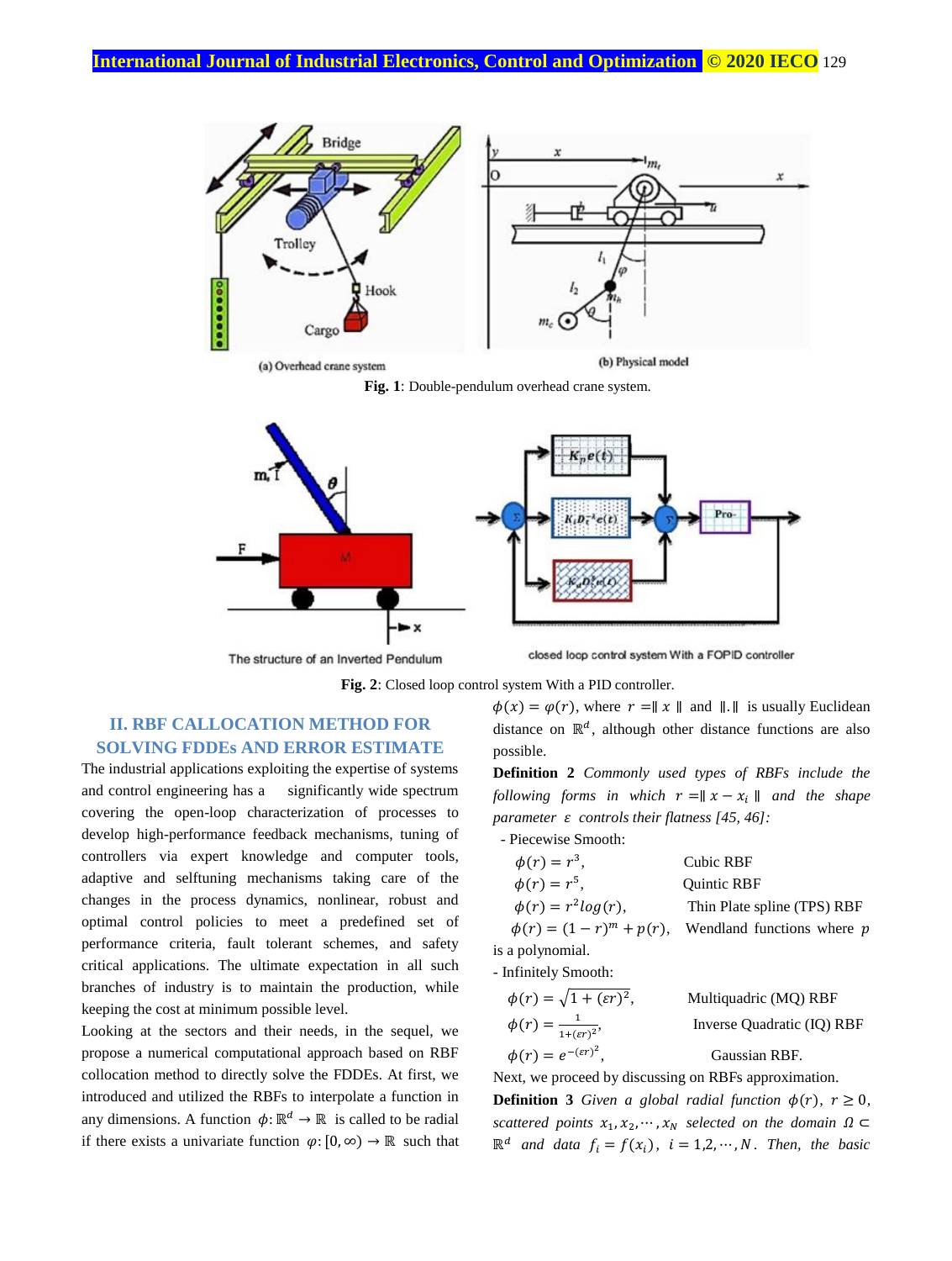(a) Overhead crane system

(b) Physical model

**Fig. 1**: Double-pendulum overhead crane system.

The structure of an Inverted Pendulum

closed loop control system With a FOPID controller

**Fig. 2**: Closed loop control system With a PID controller.

## II. RBF CALLOCATION METHOD FOR SOLVING FDDEs AND ERROR ESTIMATE

The industrial applications exploiting the expertise of systems and control engineering has a significantly wide spectrum covering the open-loop characterization of processes to develop high-performance feedback mechanisms, tuning of controllers via expert knowledge and computer tools, adaptive and selftuning mechanisms taking care of the changes in the process dynamics, nonlinear, robust and optimal control policies to meet a predefined set of performance criteria, fault tolerant schemes, and safety critical applications. The ultimate expectation in all such branches of industry is to maintain the production, while keeping the cost at minimum possible level.

Looking at the sectors and their needs, in the sequel, we propose a numerical computational approach based on RBF collocation method to directly solve the FDDEs. At first, we introduced and utilized the RBFs to interpolate a function in any dimensions. A function $\phi: \mathbb{R}^d \to \mathbb{R}$ is called to be radial if there exists a univariate function $\varphi: [0, \infty) \to \mathbb{R}$ such that $\phi(x) = \varphi(r)$, where $r = \| x \|$ and $\|.\|$ is usually Euclidean distance on $\mathbb{R}^d$, although other distance functions are also possible.

**Definition 2** *Commonly used types of RBFs include the following forms in which $r = \| x - x_i \|$ and the shape parameter $\varepsilon$ controls their flatness [45, 46]:*

- Piecewise Smooth:

| | |
|---|---|
| $\phi(r) = r^3$, | Cubic RBF |
| $\phi(r) = r^5$, | Quintic RBF |
| $\phi(r) = r^2 log(r)$, | Thin Plate spline (TPS) RBF |
| $\phi(r) = (1 - r)^m + p(r)$, | Wendland functions where $p$ is a polynomial. |

- Infinitely Smooth:

| | |
|---|---|
| $\phi(r) = \sqrt{1 + (\varepsilon r)^2}$, | Multiquadric (MQ) RBF |
| $\phi(r) = \frac{1}{1+(\varepsilon r)^2}$, | Inverse Quadratic (IQ) RBF |
| $\phi(r) = e^{-(\varepsilon r)^2}$, | Gaussian RBF. |

Next, we proceed by discussing on RBFs approximation.

**Definition 3** *Given a global radial function $\phi(r)$, $r \geq 0$, scattered points $x_1, x_2, \cdots, x_N$ selected on the domain $\Omega \subset \mathbb{R}^d$ and data $f_i = f(x_i)$, $i = 1,2, \cdots, N$. Then, the basic*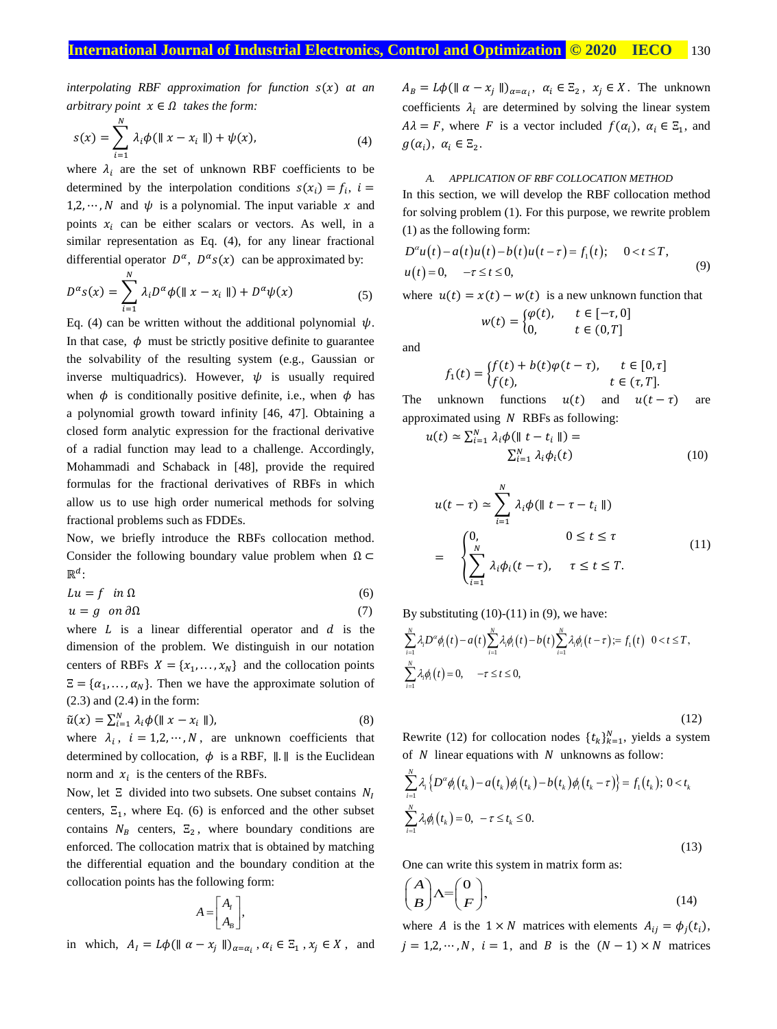*interpolating RBF approximation for function $s(x)$ at an arbitrary point $x \in \Omega$ takes the form:*

$$s(x) = \sum_{i=1}^{N} \lambda_i \phi(\| x - x_i \|) + \psi(x), \tag{4}$$

where $\lambda_i$ are the set of unknown RBF coefficients to be determined by the interpolation conditions $s(x_i) = f_i,\ i = 1,2,\cdots,N$ and $\psi$ is a polynomial. The input variable $x$ and points $x_i$ can be either scalars or vectors. As well, in a similar representation as Eq. (4), for any linear fractional differential operator $D^\alpha$, $D^\alpha s(x)$ can be approximated by:

$$D^\alpha s(x) = \sum_{i=1}^{N} \lambda_i D^\alpha \phi(\| x - x_i \|) + D^\alpha \psi(x) \tag{5}$$

Eq. (4) can be written without the additional polynomial $\psi$. In that case, $\phi$ must be strictly positive definite to guarantee the solvability of the resulting system (e.g., Gaussian or inverse multiquadrics). However, $\psi$ is usually required when $\phi$ is conditionally positive definite, i.e., when $\phi$ has a polynomial growth toward infinity [46, 47]. Obtaining a closed form analytic expression for the fractional derivative of a radial function may lead to a challenge. Accordingly, Mohammadi and Schaback in [48], provide the required formulas for the fractional derivatives of RBFs in which allow us to use high order numerical methods for solving fractional problems such as FDDEs.

Now, we briefly introduce the RBFs collocation method. Consider the following boundary value problem when $\Omega \subset \mathbb{R}^d$:

$$Lu = f \quad in\ \Omega \tag{6}$$

$$u = g \quad on\ \partial\Omega \tag{7}$$

where $L$ is a linear differential operator and $d$ is the dimension of the problem. We distinguish in our notation centers of RBFs $X = \{x_1, \ldots, x_N\}$ and the collocation points $\Xi = \{\alpha_1, \ldots, \alpha_N\}$. Then we have the approximate solution of (2.3) and (2.4) in the form:

$$\tilde{u}(x) = \sum_{i=1}^{N} \lambda_i \phi(\| x - x_i \|), \tag{8}$$

where $\lambda_i$, $i = 1,2,\cdots,N$, are unknown coefficients that determined by collocation, $\phi$ is a RBF, $\|.\|$ is the Euclidean norm and $x_i$ is the centers of the RBFs.

Now, let $\Xi$ divided into two subsets. One subset contains $N_I$ centers, $\Xi_1$, where Eq. (6) is enforced and the other subset contains $N_B$ centers, $\Xi_2$, where boundary conditions are enforced. The collocation matrix that is obtained by matching the differential equation and the boundary condition at the collocation points has the following form:

$$A = \begin{bmatrix} A_I \\ A_B \end{bmatrix},$$

in which, $A_I = L\phi(\| \alpha - x_j \|)_{\alpha=\alpha_i}$, $\alpha_i \in \Xi_1$, $x_j \in X$, and $A_B = L\phi(\| \alpha - x_j \|)_{\alpha=\alpha_i}$, $\alpha_i \in \Xi_2$, $x_j \in X$. The unknown coefficients $\lambda_i$ are determined by solving the linear system $A\lambda = F$, where $F$ is a vector included $f(\alpha_i)$, $\alpha_i \in \Xi_1$, and $g(\alpha_i)$, $\alpha_i \in \Xi_2$.

### A. APPLICATION OF RBF COLLOCATION METHOD

In this section, we will develop the RBF collocation method for solving problem (1). For this purpose, we rewrite problem (1) as the following form:

$$\begin{aligned} &D^\alpha u(t) - a(t)u(t) - b(t)u(t-\tau) = f_1(t); \quad 0 < t \le T, \\ &u(t) = 0, \quad -\tau \le t \le 0, \end{aligned} \tag{9}$$

where $u(t) = x(t) - w(t)$ is a new unknown function that

$$w(t) = \begin{cases} \varphi(t), & t \in [-\tau, 0] \\ 0, & t \in (0, T] \end{cases}$$

and

$$f_1(t) = \begin{cases} f(t) + b(t)\varphi(t-\tau), & t \in [0, \tau] \\ f(t), & t \in (\tau, T]. \end{cases}$$

The unknown functions $u(t)$ and $u(t-\tau)$ are approximated using $N$ RBFs as following:

$$u(t) \simeq \sum_{i=1}^{N} \lambda_i \phi(\| t - t_i \|) = \sum_{i=1}^{N} \lambda_i \phi_i(t) \tag{10}$$

$$u(t-\tau) \simeq \sum_{i=1}^{N} \lambda_i \phi(\| t - \tau - t_i \|) = \begin{cases} 0, & 0 \le t \le \tau \\ \displaystyle\sum_{i=1}^{N} \lambda_i \phi_i(t-\tau), & \tau \le t \le T. \end{cases} \tag{11}$$

By substituting (10)-(11) in (9), we have:

$$\begin{aligned} &\sum_{i=1}^{N} \lambda_i D^\alpha \phi_i(t) - a(t)\sum_{i=1}^{N} \lambda_i \phi_i(t) - b(t)\sum_{i=1}^{N} \lambda_i \phi_i(t-\tau) := f_1(t) \quad 0 < t \le T, \\ &\sum_{i=1}^{N} \lambda_i \phi_i(t) = 0, \quad -\tau \le t \le 0, \end{aligned} \tag{12}$$

Rewrite (12) for collocation nodes $\{t_k\}_{k=1}^{N}$, yields a system of $N$ linear equations with $N$ unknowns as follow:

$$\begin{aligned} &\sum_{i=1}^{N} \lambda_i \left\{ D^\alpha \phi_i(t_k) - a(t_k)\phi_i(t_k) - b(t_k)\phi_i(t_k - \tau) \right\} = f_1(t_k);\ 0 < t_k \\ &\sum_{i=1}^{N} \lambda_i \phi_i(t_k) = 0, \ -\tau \le t_k \le 0. \end{aligned} \tag{13}$$

One can write this system in matrix form as:

$$\begin{pmatrix} \boldsymbol{A} \\ \boldsymbol{B} \end{pmatrix} \Lambda = \begin{pmatrix} \boldsymbol{0} \\ \boldsymbol{F} \end{pmatrix}, \tag{14}$$

where $A$ is the $1 \times N$ matrices with elements $A_{ij} = \phi_j(t_i)$, $j = 1,2,\cdots,N$, $i = 1$, and $B$ is the $(N-1) \times N$ matrices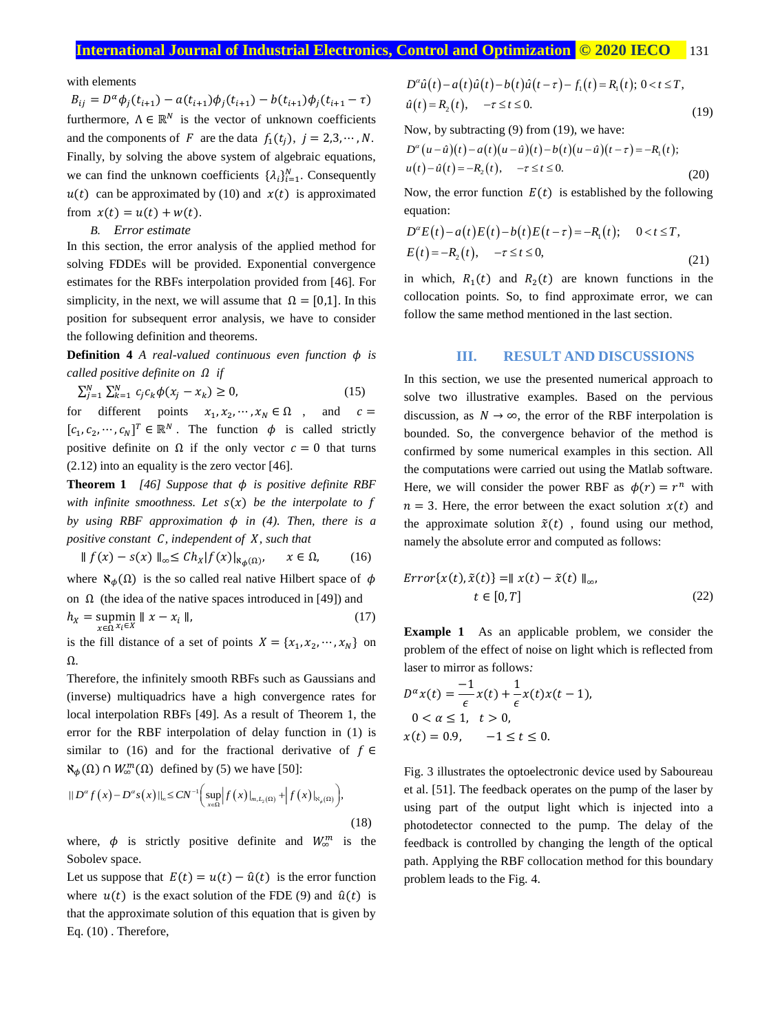with elements

$B_{ij} = D^{\alpha}\phi_j(t_{i+1}) - a(t_{i+1})\phi_j(t_{i+1}) - b(t_{i+1})\phi_j(t_{i+1}-\tau)$

furthermore, $\Lambda \in \mathbb{R}^N$ is the vector of unknown coefficients and the components of $F$ are the data $f_1(t_j)$, $j = 2,3,\cdots,N$. Finally, by solving the above system of algebraic equations, we can find the unknown coefficients $\{\lambda_i\}_{i=1}^{N}$. Consequently $u(t)$ can be approximated by (10) and $x(t)$ is approximated from $x(t) = u(t) + w(t)$.

### B. Error estimate

In this section, the error analysis of the applied method for solving FDDEs will be provided. Exponential convergence estimates for the RBFs interpolation provided from [46]. For simplicity, in the next, we will assume that $\Omega = [0,1]$. In this position for subsequent error analysis, we have to consider the following definition and theorems.

**Definition 4** *A real-valued continuous even function $\phi$ is called positive definite on $\Omega$ if*

$$\sum_{j=1}^{N}\sum_{k=1}^{N} c_j c_k \phi(x_j - x_k) \geq 0, \tag{15}$$

for different points $x_1, x_2, \cdots, x_N \in \Omega$, and $c = [c_1, c_2, \cdots, c_N]^T \in \mathbb{R}^N$. The function $\phi$ is called strictly positive definite on $\Omega$ if the only vector $c = 0$ that turns (2.12) into an equality is the zero vector [46].

**Theorem 1** *[46] Suppose that $\phi$ is positive definite RBF with infinite smoothness. Let $s(x)$ be the interpolate to $f$ by using RBF approximation $\phi$ in (4). Then, there is a positive constant $C$, independent of $X$, such that*

$$\| f(x) - s(x) \|_{\infty} \leq C h_X |f(x)|_{\aleph_{\phi}(\Omega)}, \qquad x \in \Omega, \tag{16}$$

where $\aleph_{\phi}(\Omega)$ is the so called real native Hilbert space of $\phi$ on $\Omega$ (the idea of the native spaces introduced in [49]) and

$$h_X = \sup_{x\in\Omega} \min_{x_i \in X} \| x - x_i \|, \tag{17}$$

is the fill distance of a set of points $X = \{x_1, x_2, \cdots, x_N\}$ on $\Omega$.

Therefore, the infinitely smooth RBFs such as Gaussians and (inverse) multiquadrics have a high convergence rates for local interpolation RBFs [49]. As a result of Theorem 1, the error for the RBF interpolation of delay function in (1) is similar to (16) and for the fractional derivative of $f \in \aleph_{\phi}(\Omega) \cap W_{\infty}^{m}(\Omega)$ defined by (5) we have [50]:

$$\| D^{\alpha} f(x) - D^{\alpha} s(x) \|_{\infty} \leq C N^{-1}\left( \sup_{x\in\Omega} \left| f(x) \right|_{m,L_2(\Omega)} + \left| f(x) \right|_{\aleph_{\phi}(\Omega)} \right), \tag{18}$$

where, $\phi$ is strictly positive definite and $W_{\infty}^{m}$ is the Sobolev space.

Let us suppose that $E(t) = u(t) - \hat{u}(t)$ is the error function where $u(t)$ is the exact solution of the FDE (9) and $\hat{u}(t)$ is that the approximate solution of this equation that is given by Eq. (10) . Therefore,

$$\begin{aligned} &D^{\alpha}\hat{u}(t) - a(t)\hat{u}(t) - b(t)\hat{u}(t-\tau) - f_1(t) = R_1(t);\ 0 < t \leq T, \\ &\hat{u}(t) = R_2(t), \quad -\tau \leq t \leq 0. \end{aligned} \tag{19}$$

Now, by subtracting (9) from (19), we have:

$$\begin{aligned} &D^{\alpha}(u-\hat{u})(t) - a(t)(u-\hat{u})(t) - b(t)(u-\hat{u})(t-\tau) = -R_1(t); \\ &u(t) - \hat{u}(t) = -R_2(t), \quad -\tau \leq t \leq 0. \end{aligned} \tag{20}$$

Now, the error function $E(t)$ is established by the following equation:

$$\begin{aligned} &D^{\alpha}E(t) - a(t)E(t) - b(t)E(t-\tau) = -R_1(t); \quad 0 < t \leq T, \\ &E(t) = -R_2(t), \quad -\tau \leq t \leq 0, \end{aligned} \tag{21}$$

in which, $R_1(t)$ and $R_2(t)$ are known functions in the collocation points. So, to find approximate error, we can follow the same method mentioned in the last section.

## III. RESULT AND DISCUSSIONS

In this section, we use the presented numerical approach to solve two illustrative examples. Based on the pervious discussion, as $N \to \infty$, the error of the RBF interpolation is bounded. So, the convergence behavior of the method is confirmed by some numerical examples in this section. All the computations were carried out using the Matlab software. Here, we will consider the power RBF as $\phi(r) = r^n$ with $n = 3$. Here, the error between the exact solution $x(t)$ and the approximate solution $\tilde{x}(t)$ , found using our method, namely the absolute error and computed as follows:

$$Error\{x(t), \tilde{x}(t)\} = \| x(t) - \tilde{x}(t) \|_{\infty}, \quad t \in [0,T] \tag{22}$$

**Example 1** As an applicable problem, we consider the problem of the effect of noise on light which is reflected from laser to mirror as follows*:*

$$\begin{aligned} &D^{\alpha}x(t) = \frac{-1}{\epsilon}x(t) + \frac{1}{\epsilon}x(t)x(t-1), \\ &0 < \alpha \leq 1, \quad t > 0, \\ &x(t) = 0.9, \qquad -1 \leq t \leq 0. \end{aligned}$$

Fig. 3 illustrates the optoelectronic device used by Saboureau et al. [51]. The feedback operates on the pump of the laser by using part of the output light which is injected into a photodetector connected to the pump. The delay of the feedback is controlled by changing the length of the optical path. Applying the RBF collocation method for this boundary problem leads to the Fig. 4.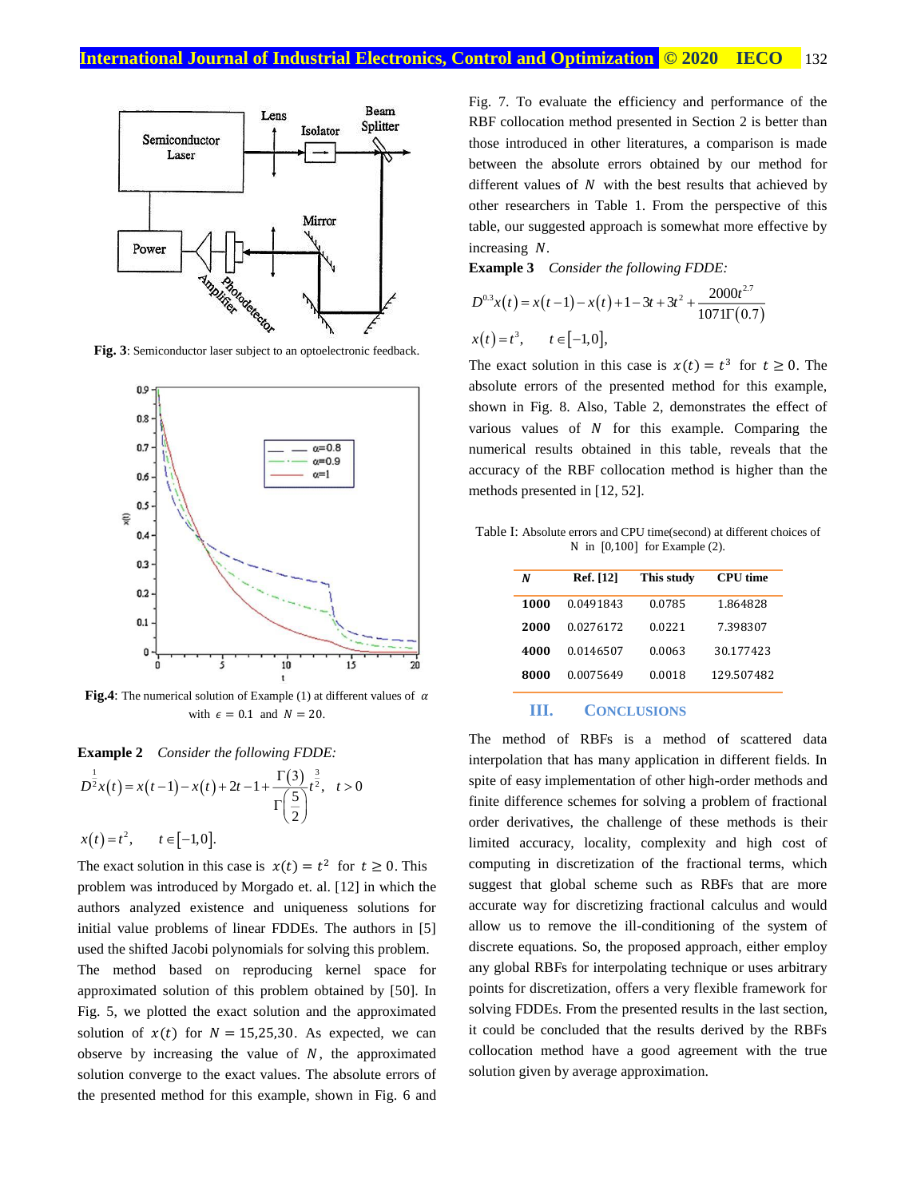Fig. 3: Semiconductor laser subject to an optoelectronic feedback.

Fig.4: The numerical solution of Example (1) at different values of $\alpha$ with $\epsilon = 0.1$ and $N = 20$.

**Example 2** *Consider the following FDDE:*

$$D^{\frac{1}{2}}x(t) = x(t-1) - x(t) + 2t - 1 + \frac{\Gamma(3)}{\Gamma\left(\frac{5}{2}\right)}t^{\frac{3}{2}}, \quad t > 0$$

$$x(t) = t^2, \qquad t \in [-1,0].$$

The exact solution in this case is $x(t) = t^2$ for $t \geq 0$. This problem was introduced by Morgado et. al. [12] in which the authors analyzed existence and uniqueness solutions for initial value problems of linear FDDEs. The authors in [5] used the shifted Jacobi polynomials for solving this problem. The method based on reproducing kernel space for approximated solution of this problem obtained by [50]. In Fig. 5, we plotted the exact solution and the approximated solution of $x(t)$ for $N = 15,25,30$. As expected, we can observe by increasing the value of $N$, the approximated solution converge to the exact values. The absolute errors of the presented method for this example, shown in Fig. 6 and Fig. 7. To evaluate the efficiency and performance of the RBF collocation method presented in Section 2 is better than those introduced in other literatures, a comparison is made between the absolute errors obtained by our method for different values of $N$ with the best results that achieved by other researchers in Table 1. From the perspective of this table, our suggested approach is somewhat more effective by increasing $N$.

**Example 3** *Consider the following FDDE:*

$$D^{0.3}x(t) = x(t-1) - x(t) + 1 - 3t + 3t^2 + \frac{2000t^{2.7}}{1071\Gamma(0.7)}$$

$$x(t) = t^3, \qquad t \in [-1,0],$$

The exact solution in this case is $x(t) = t^3$ for $t \geq 0$. The absolute errors of the presented method for this example, shown in Fig. 8. Also, Table 2, demonstrates the effect of various values of $N$ for this example. Comparing the numerical results obtained in this table, reveals that the accuracy of the RBF collocation method is higher than the methods presented in [12, 52].

Table I: Absolute errors and CPU time(second) at different choices of N in $[0,100]$ for Example (2).

| *N* | Ref. [12] | This study | CPU time |
|---|---|---|---|
| **1000** | 0.0491843 | 0.0785 | 1.864828 |
| **2000** | 0.0276172 | 0.0221 | 7.398307 |
| **4000** | 0.0146507 | 0.0063 | 30.177423 |
| **8000** | 0.0075649 | 0.0018 | 129.507482 |

## III. CONCLUSIONS

The method of RBFs is a method of scattered data interpolation that has many application in different fields. In spite of easy implementation of other high-order methods and finite difference schemes for solving a problem of fractional order derivatives, the challenge of these methods is their limited accuracy, locality, complexity and high cost of computing in discretization of the fractional terms, which suggest that global scheme such as RBFs that are more accurate way for discretizing fractional calculus and would allow us to remove the ill-conditioning of the system of discrete equations. So, the proposed approach, either employ any global RBFs for interpolating technique or uses arbitrary points for discretization, offers a very flexible framework for solving FDDEs. From the presented results in the last section, it could be concluded that the results derived by the RBFs collocation method have a good agreement with the true solution given by average approximation.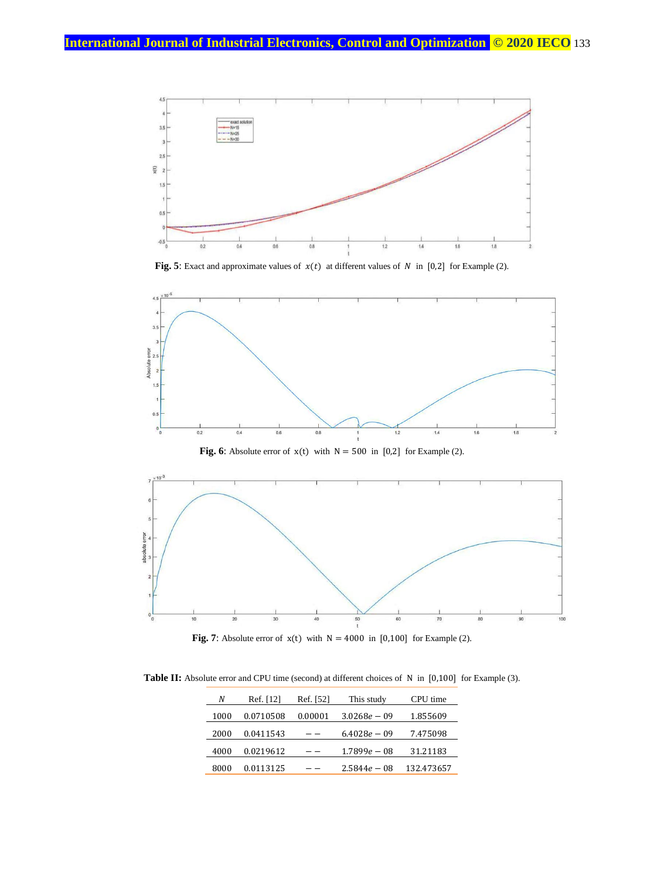**Fig. 5**: Exact and approximate values of $x(t)$ at different values of $N$ in $[0,2]$ for Example (2).

**Fig. 6**: Absolute error of $x(t)$ with $N = 500$ in $[0,2]$ for Example (2).

**Fig. 7**: Absolute error of $x(t)$ with $N = 4000$ in $[0,100]$ for Example (2).

**Table II:** Absolute error and CPU time (second) at different choices of $N$ in $[0,100]$ for Example (3).

| $N$ | Ref. [12] | Ref. [52] | This study | CPU time |
|---|---|---|---|---|
| 1000 | 0.0710508 | 0.00001 | $3.0268e-09$ | 1.855609 |
| 2000 | 0.0411543 | $--$ | $6.4028e-09$ | 7.475098 |
| 4000 | 0.0219612 | $--$ | $1.7899e-08$ | 31.21183 |
| 8000 | 0.0113125 | $--$ | $2.5844e-08$ | 132.473657 |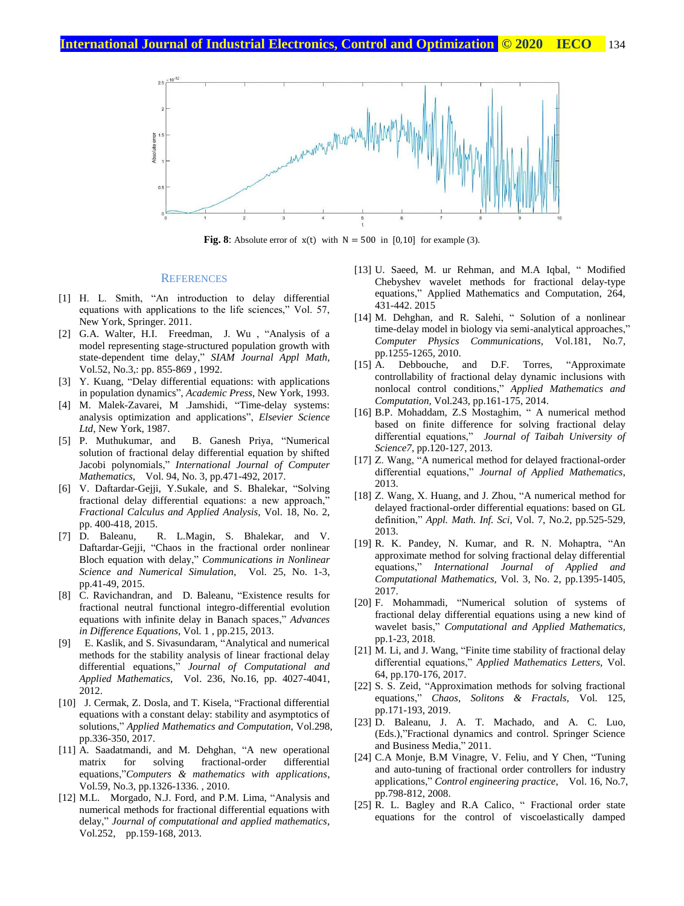**Fig. 8**: Absolute error of $x(t)$ with $N = 500$ in $[0,10]$ for example (3).

## REFERENCES

[1] H. L. Smith, "An introduction to delay differential equations with applications to the life sciences," Vol. 57, New York, Springer. 2011.

[2] G.A. Walter, H.I. Freedman, J. Wu , "Analysis of a model representing stage-structured population growth with state-dependent time delay," *SIAM Journal Appl Math*, Vol.52, No.3,: pp. 855-869 , 1992.

[3] Y. Kuang, "Delay differential equations: with applications in population dynamics", *Academic Press*, New York, 1993.

[4] M. Malek-Zavarei, M .Jamshidi, "Time-delay systems: analysis optimization and applications", *Elsevier Science Ltd*, New York, 1987.

[5] P. Muthukumar, and B. Ganesh Priya, "Numerical solution of fractional delay differential equation by shifted Jacobi polynomials," *International Journal of Computer Mathematics*, Vol. 94, No. 3, pp.471-492, 2017.

[6] V. Daftardar-Gejji, Y.Sukale, and S. Bhalekar, "Solving fractional delay differential equations: a new approach," *Fractional Calculus and Applied Analysis*, Vol. 18, No. 2, pp. 400-418, 2015.

[7] D. Baleanu, R. L.Magin, S. Bhalekar, and V. Daftardar-Gejji, "Chaos in the fractional order nonlinear Bloch equation with delay," *Communications in Nonlinear Science and Numerical Simulation*, Vol. 25, No. 1-3, pp.41-49, 2015.

[8] C. Ravichandran, and D. Baleanu, "Existence results for fractional neutral functional integro-differential evolution equations with infinite delay in Banach spaces," *Advances in Difference Equations*, Vol. 1 , pp.215, 2013.

[9] E. Kaslik, and S. Sivasundaram, "Analytical and numerical methods for the stability analysis of linear fractional delay differential equations," *Journal of Computational and Applied Mathematics*, Vol. 236, No.16, pp. 4027-4041, 2012.

[10] J. Cermak, Z. Dosla, and T. Kisela, "Fractional differential equations with a constant delay: stability and asymptotics of solutions," *Applied Mathematics and Computation*, Vol.298, pp.336-350, 2017.

[11] A. Saadatmandi, and M. Dehghan, "A new operational matrix for solving fractional-order differential equations,"*Computers & mathematics with applications*, Vol.59, No.3, pp.1326-1336. , 2010.

[12] M.L. Morgado, N.J. Ford, and P.M. Lima, "Analysis and numerical methods for fractional differential equations with delay," *Journal of computational and applied mathematics*, Vol.252, pp.159-168, 2013.

[13] U. Saeed, M. ur Rehman, and M.A Iqbal, " Modified Chebyshev wavelet methods for fractional delay-type equations," Applied Mathematics and Computation, 264, 431-442. 2015

[14] M. Dehghan, and R. Salehi, " Solution of a nonlinear time-delay model in biology via semi-analytical approaches," *Computer Physics Communications*, Vol.181, No.7, pp.1255-1265, 2010.

[15] A. Debbouche, and D.F. Torres, "Approximate controllability of fractional delay dynamic inclusions with nonlocal control conditions," *Applied Mathematics and Computation*, Vol.243, pp.161-175, 2014.

[16] B.P. Mohaddam, Z.S Mostaghim, " A numerical method based on finite difference for solving fractional delay differential equations," *Journal of Taibah University of Science7*, pp.120-127, 2013.

[17] Z. Wang, "A numerical method for delayed fractional-order differential equations," *Journal of Applied Mathematics*, 2013.

[18] Z. Wang, X. Huang, and J. Zhou, "A numerical method for delayed fractional-order differential equations: based on GL definition," *Appl. Math. Inf. Sci*, Vol. 7, No.2, pp.525-529, 2013.

[19] R. K. Pandey, N. Kumar, and R. N. Mohaptra, "An approximate method for solving fractional delay differential equations," *International Journal of Applied and Computational Mathematics*, Vol. 3, No. 2, pp.1395-1405, 2017.

[20] F. Mohammadi, "Numerical solution of systems of fractional delay differential equations using a new kind of wavelet basis," *Computational and Applied Mathematics*, pp.1-23, 2018.

[21] M. Li, and J. Wang, "Finite time stability of fractional delay differential equations," *Applied Mathematics Letters*, Vol. 64, pp.170-176, 2017.

[22] S. S. Zeid, "Approximation methods for solving fractional equations," *Chaos, Solitons & Fractals*, Vol. 125, pp.171-193, 2019.

[23] D. Baleanu, J. A. T. Machado, and A. C. Luo, (Eds.),"Fractional dynamics and control. Springer Science and Business Media," 2011.

[24] C.A Monje, B.M Vinagre, V. Feliu, and Y Chen, "Tuning and auto-tuning of fractional order controllers for industry applications," *Control engineering practice*, Vol. 16, No.7, pp.798-812, 2008.

[25] R. L. Bagley and R.A Calico, " Fractional order state equations for the control of viscoelastically damped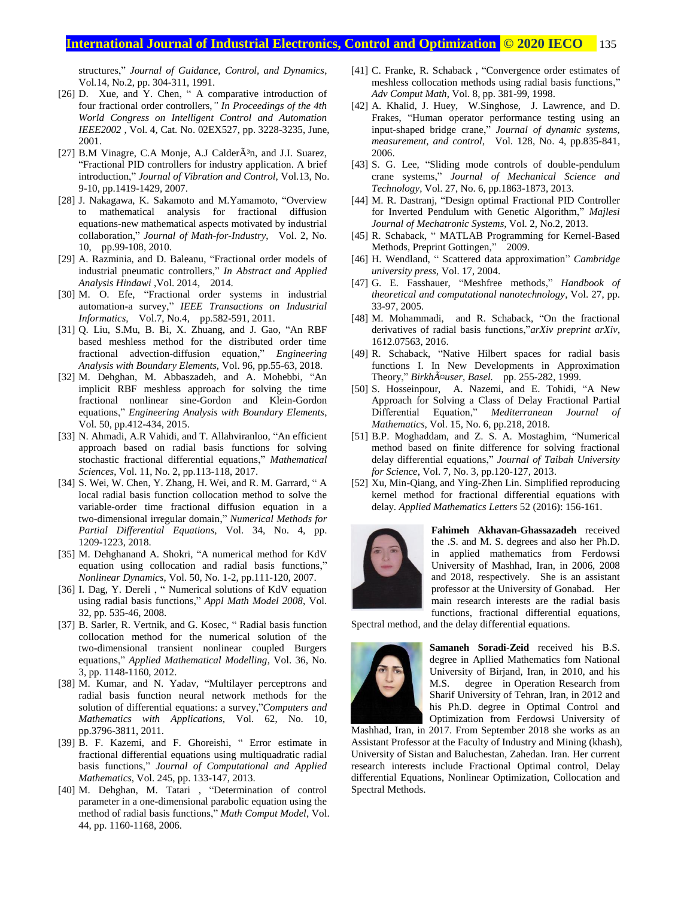structures," *Journal of Guidance, Control, and Dynamics*, Vol.14, No.2, pp. 304-311, 1991.

[26] D. Xue, and Y. Chen, " A comparative introduction of four fractional order controllers," *In Proceedings of the 4th World Congress on Intelligent Control and Automation IEEE2002* , Vol. 4, Cat. No. 02EX527, pp. 3228-3235, June, 2001.

[27] B.M Vinagre, C.A Monje, A.J CalderÃ³n, and J.I. Suarez, "Fractional PID controllers for industry application. A brief introduction," *Journal of Vibration and Control*, Vol.13, No. 9-10, pp.1419-1429, 2007.

[28] J. Nakagawa, K. Sakamoto and M.Yamamoto, "Overview to mathematical analysis for fractional diffusion equations-new mathematical aspects motivated by industrial collaboration," *Journal of Math-for-Industry*, Vol. 2, No. 10, pp.99-108, 2010.

[29] A. Razminia, and D. Baleanu, "Fractional order models of industrial pneumatic controllers," *In Abstract and Applied Analysis Hindawi* ,Vol. 2014, 2014.

[30] M. O. Efe, "Fractional order systems in industrial automation-a survey," *IEEE Transactions on Industrial Informatics*, Vol.7, No.4, pp.582-591, 2011.

[31] Q. Liu, S.Mu, B. Bi, X. Zhuang, and J. Gao, "An RBF based meshless method for the distributed order time fractional advection-diffusion equation," *Engineering Analysis with Boundary Elements*, Vol. 96, pp.55-63, 2018.

[32] M. Dehghan, M. Abbaszadeh, and A. Mohebbi, "An implicit RBF meshless approach for solving the time fractional nonlinear sine-Gordon and Klein-Gordon equations," *Engineering Analysis with Boundary Elements*, Vol. 50, pp.412-434, 2015.

[33] N. Ahmadi, A.R Vahidi, and T. Allahviranloo, "An efficient approach based on radial basis functions for solving stochastic fractional differential equations," *Mathematical Sciences*, Vol. 11, No. 2, pp.113-118, 2017.

[34] S. Wei, W. Chen, Y. Zhang, H. Wei, and R. M. Garrard, " A local radial basis function collocation method to solve the variable-order time fractional diffusion equation in a two-dimensional irregular domain," *Numerical Methods for Partial Differential Equations*, Vol. 34, No. 4, pp. 1209-1223, 2018.

[35] M. Dehghanand A. Shokri, "A numerical method for KdV equation using collocation and radial basis functions," *Nonlinear Dynamics*, Vol. 50, No. 1-2, pp.111-120, 2007.

[36] I. Dag, Y. Dereli , " Numerical solutions of KdV equation using radial basis functions," *Appl Math Model 2008*, Vol. 32, pp. 535-46, 2008.

[37] B. Sarler, R. Vertnik, and G. Kosec, " Radial basis function collocation method for the numerical solution of the two-dimensional transient nonlinear coupled Burgers equations," *Applied Mathematical Modelling*, Vol. 36, No. 3, pp. 1148-1160, 2012.

[38] M. Kumar, and N. Yadav, "Multilayer perceptrons and radial basis function neural network methods for the solution of differential equations: a survey,"*Computers and Mathematics with Applications*, Vol. 62, No. 10, pp.3796-3811, 2011.

[39] B. F. Kazemi, and F. Ghoreishi, " Error estimate in fractional differential equations using multiquadratic radial basis functions," *Journal of Computational and Applied Mathematics*, Vol. 245, pp. 133-147, 2013.

[40] M. Dehghan, M. Tatari , "Determination of control parameter in a one-dimensional parabolic equation using the method of radial basis functions," *Math Comput Model*, Vol. 44, pp. 1160-1168, 2006.

[41] C. Franke, R. Schaback , "Convergence order estimates of meshless collocation methods using radial basis functions," *Adv Comput Math*, Vol. 8, pp. 381-99, 1998.

[42] A. Khalid, J. Huey, W.Singhose, J. Lawrence, and D. Frakes, "Human operator performance testing using an input-shaped bridge crane," *Journal of dynamic systems, measurement, and control*, Vol. 128, No. 4, pp.835-841, 2006.

[43] S. G. Lee, "Sliding mode controls of double-pendulum crane systems," *Journal of Mechanical Science and Technology*, Vol. 27, No. 6, pp.1863-1873, 2013.

[44] M. R. Dastranj, "Design optimal Fractional PID Controller for Inverted Pendulum with Genetic Algorithm," *Majlesi Journal of Mechatronic Systems*, Vol. 2, No.2, 2013.

[45] R. Schaback, " MATLAB Programming for Kernel-Based Methods, Preprint Gottingen," 2009.

[46] H. Wendland, " Scattered data approximation" *Cambridge university press*, Vol. 17, 2004.

[47] G. E. Fasshauer, "Meshfree methods," *Handbook of theoretical and computational nanotechnology*, Vol. 27, pp. 33-97, 2005.

[48] M. Mohammadi, and R. Schaback, "On the fractional derivatives of radial basis functions,"*arXiv preprint arXiv*, 1612.07563, 2016.

[49] R. Schaback, "Native Hilbert spaces for radial basis functions I. In New Developments in Approximation Theory," *BirkhÃ¤user, Basel.* pp. 255-282, 1999.

[50] S. Hosseinpour, A. Nazemi, and E. Tohidi, "A New Approach for Solving a Class of Delay Fractional Partial Differential Equation," *Mediterranean Journal of Mathematics*, Vol. 15, No. 6, pp.218, 2018.

[51] B.P. Moghaddam, and Z. S. A. Mostaghim, "Numerical method based on finite difference for solving fractional delay differential equations," *Journal of Taibah University for Science*, Vol. 7, No. 3, pp.120-127, 2013.

[52] Xu, Min-Qiang, and Ying-Zhen Lin. Simplified reproducing kernel method for fractional differential equations with delay. *Applied Mathematics Letters* 52 (2016): 156-161.

**Fahimeh Akhavan-Ghassazadeh** received the .S. and M. S. degrees and also her Ph.D. in applied mathematics from Ferdowsi University of Mashhad, Iran, in 2006, 2008 and 2018, respectively. She is an assistant professor at the University of Gonabad. Her main research interests are the radial basis functions, fractional differential equations, Spectral method, and the delay differential equations.

**Samaneh Soradi-Zeid** received his B.S. degree in Apllied Mathematics fom National University of Birjand, Iran, in 2010, and his M.S. degree in Operation Research from Sharif University of Tehran, Iran, in 2012 and his Ph.D. degree in Optimal Control and Optimization from Ferdowsi University of Mashhad, Iran, in 2017. From September 2018 she works as an Assistant Professor at the Faculty of Industry and Mining (khash), University of Sistan and Baluchestan, Zahedan. Iran. Her current research interests include Fractional Optimal control, Delay differential Equations, Nonlinear Optimization, Collocation and Spectral Methods.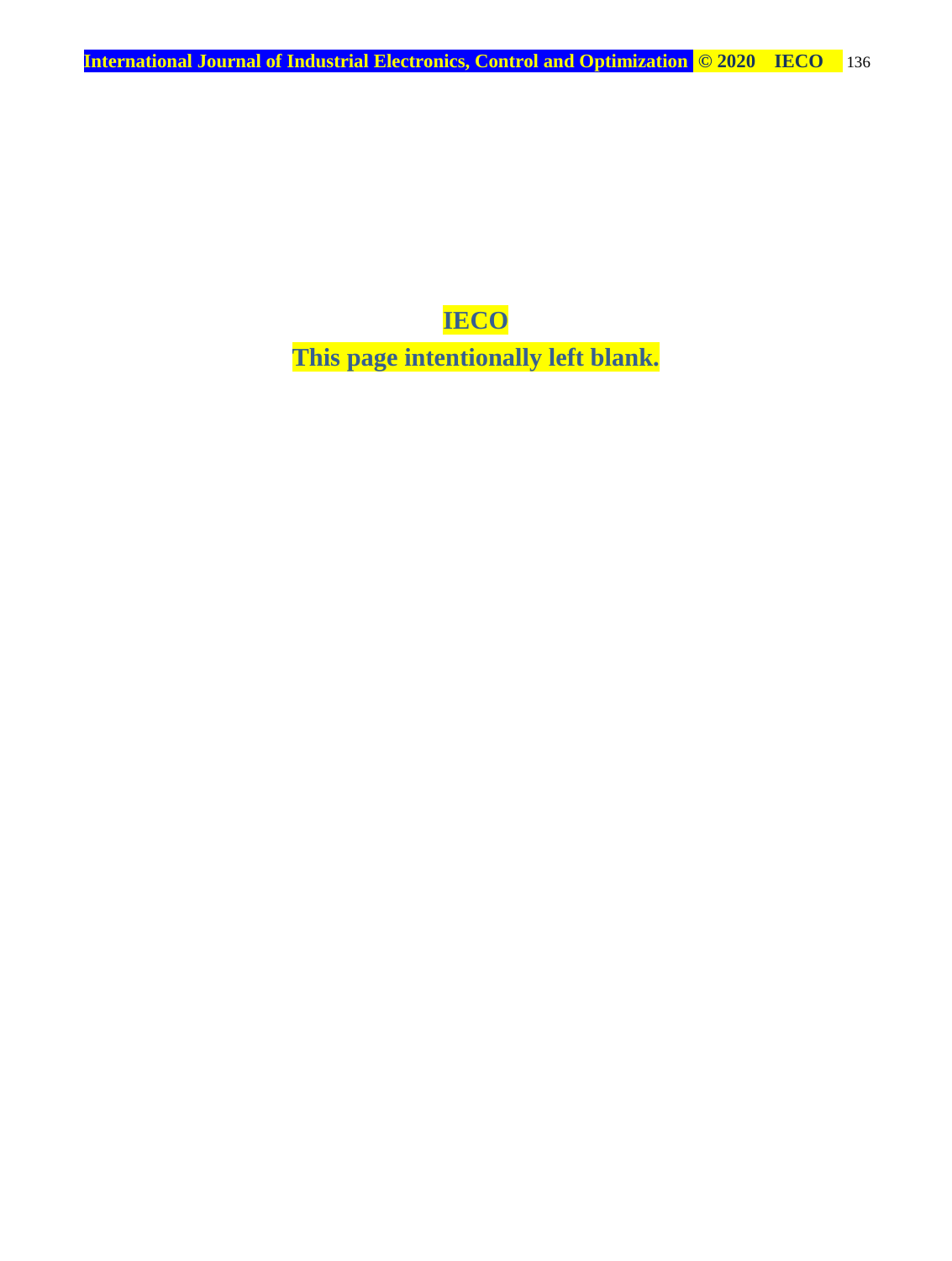**IECO**

**This page intentionally left blank.**